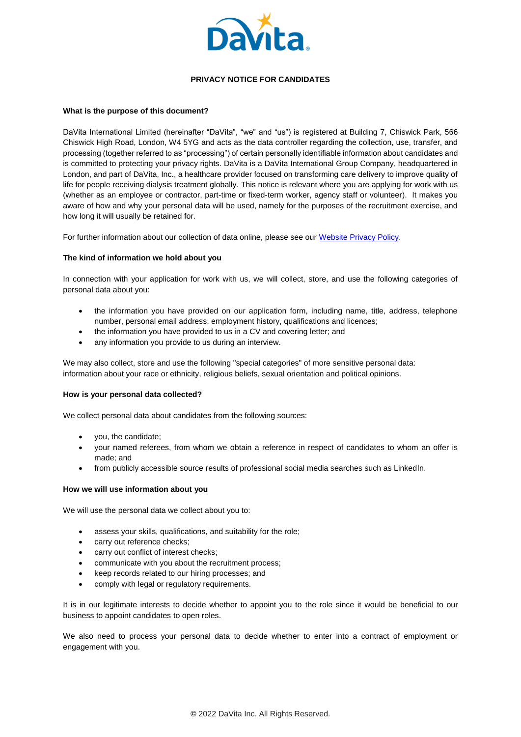# PRIVACY NOTICE FOR CANDIDATES

## What is the purpose of this document?

DaVita International Limited (hereinafter "DaVita", "we" and "us") is registered at Building 7, Chiswick Park, 566 Chiswick High Road, London, W4 5YG and acts as the data controller regarding the collection, use, transfer, and processing (together referred to as "processing") of certain personally identifiable information about candidates and is committed to protecting your privacy rights. DaVita is a DaVita International Group Company, headquartered in London, and part of DaVita, Inc., a healthcare provider focused on transforming care delivery to improve quality of life for people receiving dialysis treatment globally. This notice is relevant where you are applying for work with us (whether as an employee or contractor, part-time or fixed-term worker, agency staff or volunteer). It makes you aware of how and why your personal data will be used, namely for the purposes of the recruitment exercise, and how long it will usually be retained for.

For further information about our collection of data online, please see our [Website Privacy Policy].

## The kind of information we hold about you

In connection with your application for work with us, we will collect, store, and use the following categories of personal data about you:

- the information you have provided on our application form, including name, title, address, telephone number, personal email address, employment history, qualifications and licences;
- the information you have provided to us in a CV and covering letter; and
- any information you provide to us during an interview.

We may also collect, store and use the following "special categories" of more sensitive personal data: information about your race or ethnicity, religious beliefs, sexual orientation and political opinions.

## How is your personal data collected?

We collect personal data about candidates from the following sources:

- you, the candidate;
- your named referees, from whom we obtain a reference in respect of candidates to whom an offer is made; and
- from publicly accessible source results of professional social media searches such as LinkedIn.

## How we will use information about you

We will use the personal data we collect about you to:

- assess your skills, qualifications, and suitability for the role;
- carry out reference checks;
- carry out conflict of interest checks;
- communicate with you about the recruitment process;
- keep records related to our hiring processes; and
- comply with legal or regulatory requirements.

It is in our legitimate interests to decide whether to appoint you to the role since it would be beneficial to our business to appoint candidates to open roles.

We also need to process your personal data to decide whether to enter into a contract of employment or engagement with you.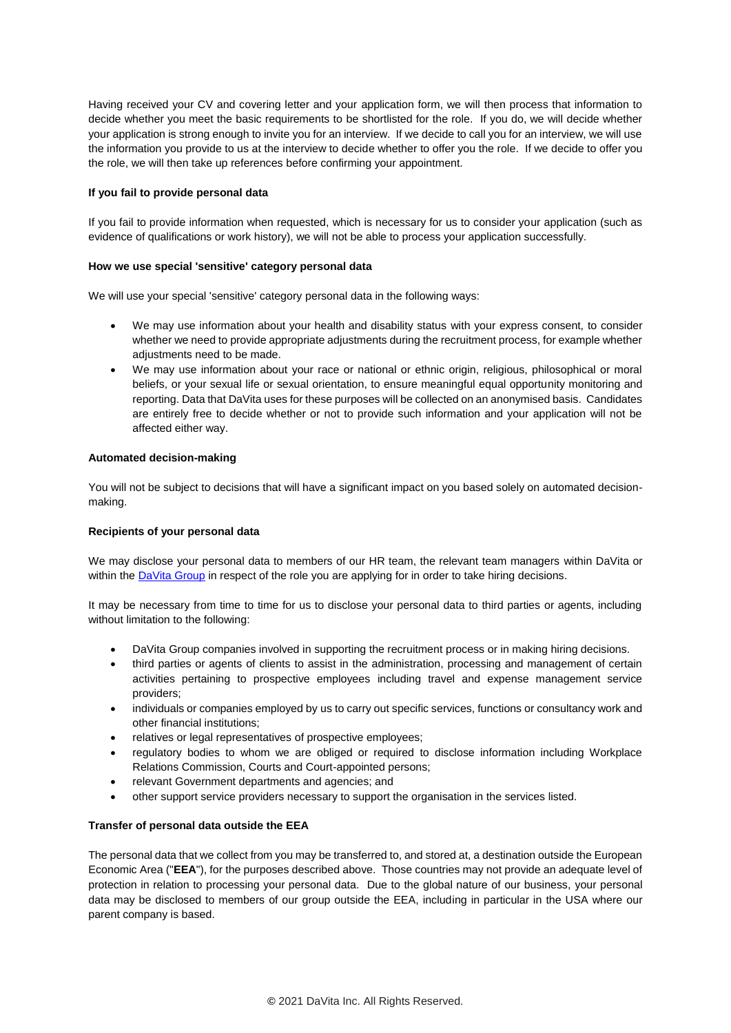Having received your CV and covering letter and your application form, we will then process that information to decide whether you meet the basic requirements to be shortlisted for the role. If you do, we will decide whether your application is strong enough to invite you for an interview. If we decide to call you for an interview, we will use the information you provide to us at the interview to decide whether to offer you the role. If we decide to offer you the role, we will then take up references before confirming your appointment.

**If you fail to provide personal data**

If you fail to provide information when requested, which is necessary for us to consider your application (such as evidence of qualifications or work history), we will not be able to process your application successfully.

**How we use special 'sensitive' category personal data**

We will use your special 'sensitive' category personal data in the following ways:

- We may use information about your health and disability status with your express consent, to consider whether we need to provide appropriate adjustments during the recruitment process, for example whether adjustments need to be made.
- We may use information about your race or national or ethnic origin, religious, philosophical or moral beliefs, or your sexual life or sexual orientation, to ensure meaningful equal opportunity monitoring and reporting. Data that DaVita uses for these purposes will be collected on an anonymised basis. Candidates are entirely free to decide whether or not to provide such information and your application will not be affected either way.

**Automated decision-making**

You will not be subject to decisions that will have a significant impact on you based solely on automated decision-making.

**Recipients of your personal data**

We may disclose your personal data to members of our HR team, the relevant team managers within DaVita or within the DaVita Group in respect of the role you are applying for in order to take hiring decisions.

It may be necessary from time to time for us to disclose your personal data to third parties or agents, including without limitation to the following:

- DaVita Group companies involved in supporting the recruitment process or in making hiring decisions.
- third parties or agents of clients to assist in the administration, processing and management of certain activities pertaining to prospective employees including travel and expense management service providers;
- individuals or companies employed by us to carry out specific services, functions or consultancy work and other financial institutions;
- relatives or legal representatives of prospective employees;
- regulatory bodies to whom we are obliged or required to disclose information including Workplace Relations Commission, Courts and Court-appointed persons;
- relevant Government departments and agencies; and
- other support service providers necessary to support the organisation in the services listed.

**Transfer of personal data outside the EEA**

The personal data that we collect from you may be transferred to, and stored at, a destination outside the European Economic Area ("**EEA**"), for the purposes described above. Those countries may not provide an adequate level of protection in relation to processing your personal data. Due to the global nature of our business, your personal data may be disclosed to members of our group outside the EEA, including in particular in the USA where our parent company is based.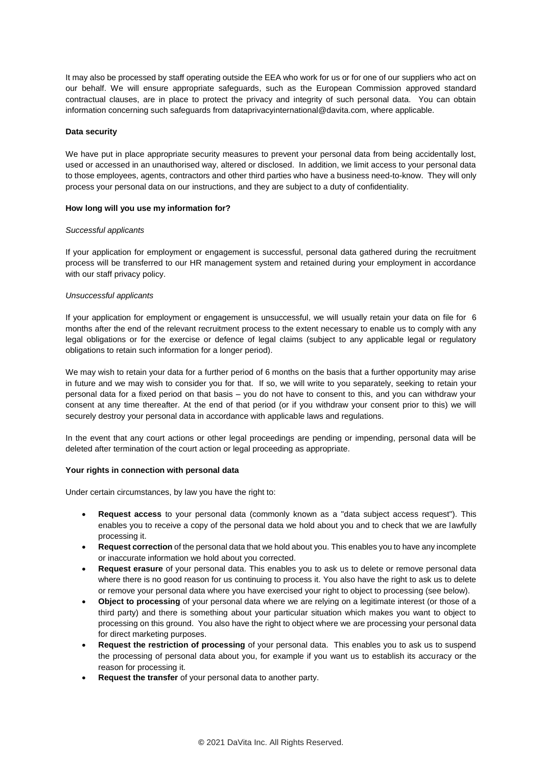It may also be processed by staff operating outside the EEA who work for us or for one of our suppliers who act on our behalf. We will ensure appropriate safeguards, such as the European Commission approved standard contractual clauses, are in place to protect the privacy and integrity of such personal data. You can obtain information concerning such safeguards from dataprivacyinternational@davita.com, where applicable.

**Data security**

We have put in place appropriate security measures to prevent your personal data from being accidentally lost, used or accessed in an unauthorised way, altered or disclosed. In addition, we limit access to your personal data to those employees, agents, contractors and other third parties who have a business need-to-know. They will only process your personal data on our instructions, and they are subject to a duty of confidentiality.

**How long will you use my information for?**

*Successful applicants*

If your application for employment or engagement is successful, personal data gathered during the recruitment process will be transferred to our HR management system and retained during your employment in accordance with our staff privacy policy.

*Unsuccessful applicants*

If your application for employment or engagement is unsuccessful, we will usually retain your data on file for 6 months after the end of the relevant recruitment process to the extent necessary to enable us to comply with any legal obligations or for the exercise or defence of legal claims (subject to any applicable legal or regulatory obligations to retain such information for a longer period).

We may wish to retain your data for a further period of 6 months on the basis that a further opportunity may arise in future and we may wish to consider you for that. If so, we will write to you separately, seeking to retain your personal data for a fixed period on that basis – you do not have to consent to this, and you can withdraw your consent at any time thereafter. At the end of that period (or if you withdraw your consent prior to this) we will securely destroy your personal data in accordance with applicable laws and regulations.

In the event that any court actions or other legal proceedings are pending or impending, personal data will be deleted after termination of the court action or legal proceeding as appropriate.

**Your rights in connection with personal data**

Under certain circumstances, by law you have the right to:

- **Request access** to your personal data (commonly known as a "data subject access request"). This enables you to receive a copy of the personal data we hold about you and to check that we are lawfully processing it.
- **Request correction** of the personal data that we hold about you. This enables you to have any incomplete or inaccurate information we hold about you corrected.
- **Request erasure** of your personal data. This enables you to ask us to delete or remove personal data where there is no good reason for us continuing to process it. You also have the right to ask us to delete or remove your personal data where you have exercised your right to object to processing (see below).
- **Object to processing** of your personal data where we are relying on a legitimate interest (or those of a third party) and there is something about your particular situation which makes you want to object to processing on this ground. You also have the right to object where we are processing your personal data for direct marketing purposes.
- **Request the restriction of processing** of your personal data. This enables you to ask us to suspend the processing of personal data about you, for example if you want us to establish its accuracy or the reason for processing it.
- **Request the transfer** of your personal data to another party.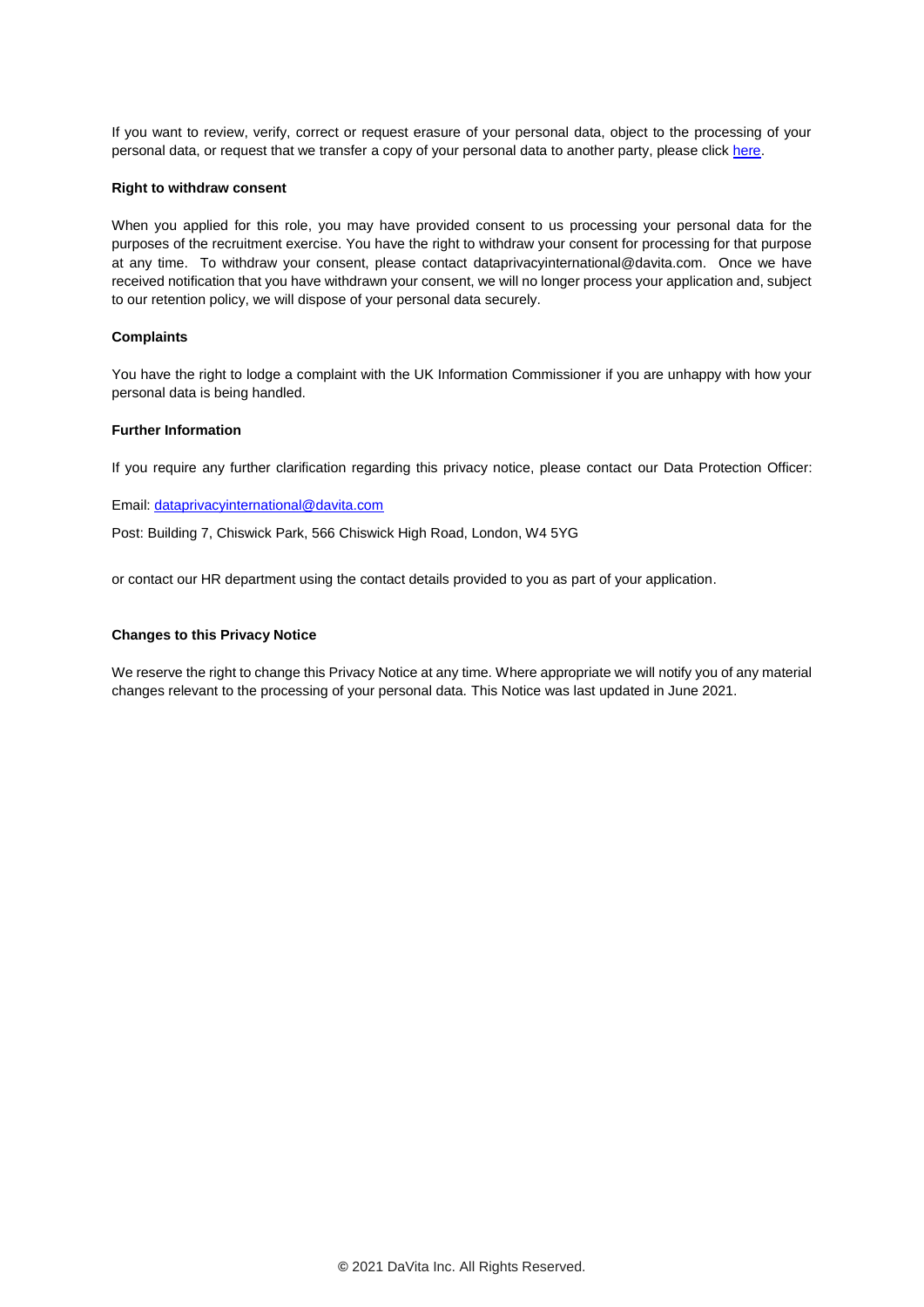If you want to review, verify, correct or request erasure of your personal data, object to the processing of your personal data, or request that we transfer a copy of your personal data to another party, please click here.

**Right to withdraw consent**

When you applied for this role, you may have provided consent to us processing your personal data for the purposes of the recruitment exercise. You have the right to withdraw your consent for processing for that purpose at any time. To withdraw your consent, please contact dataprivacyinternational@davita.com. Once we have received notification that you have withdrawn your consent, we will no longer process your application and, subject to our retention policy, we will dispose of your personal data securely.

**Complaints**

You have the right to lodge a complaint with the UK Information Commissioner if you are unhappy with how your personal data is being handled.

**Further Information**

If you require any further clarification regarding this privacy notice, please contact our Data Protection Officer:

Email: dataprivacyinternational@davita.com

Post: Building 7, Chiswick Park, 566 Chiswick High Road, London, W4 5YG

or contact our HR department using the contact details provided to you as part of your application.

**Changes to this Privacy Notice**

We reserve the right to change this Privacy Notice at any time. Where appropriate we will notify you of any material changes relevant to the processing of your personal data. This Notice was last updated in June 2021.

© 2021 DaVita Inc. All Rights Reserved.